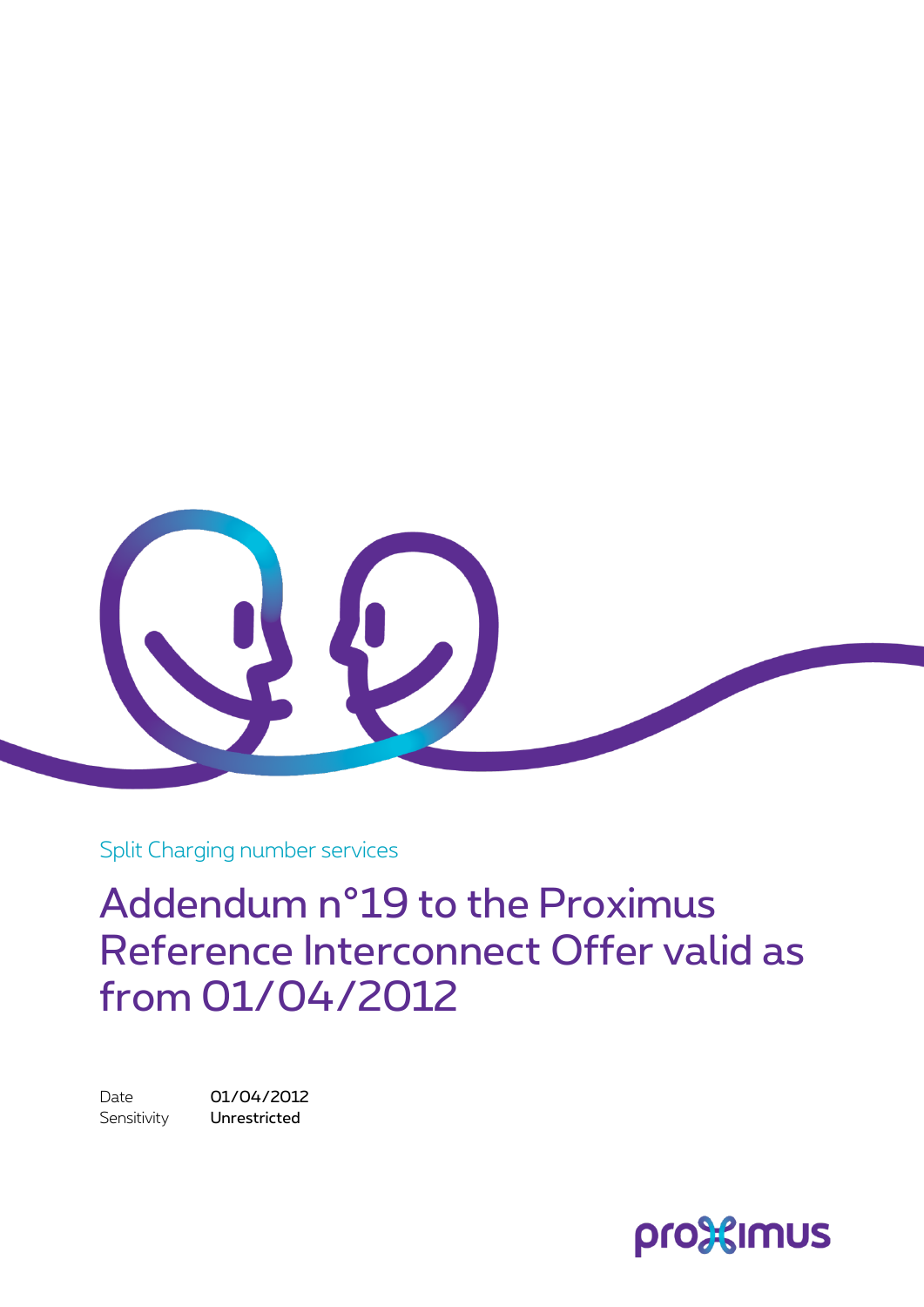Split Charging number services

# Addendum n°19 to the Proximus Reference Interconnect Offer valid as from 01/04/2012

Date 01/04/2012

Sensitivity **Unrestricted**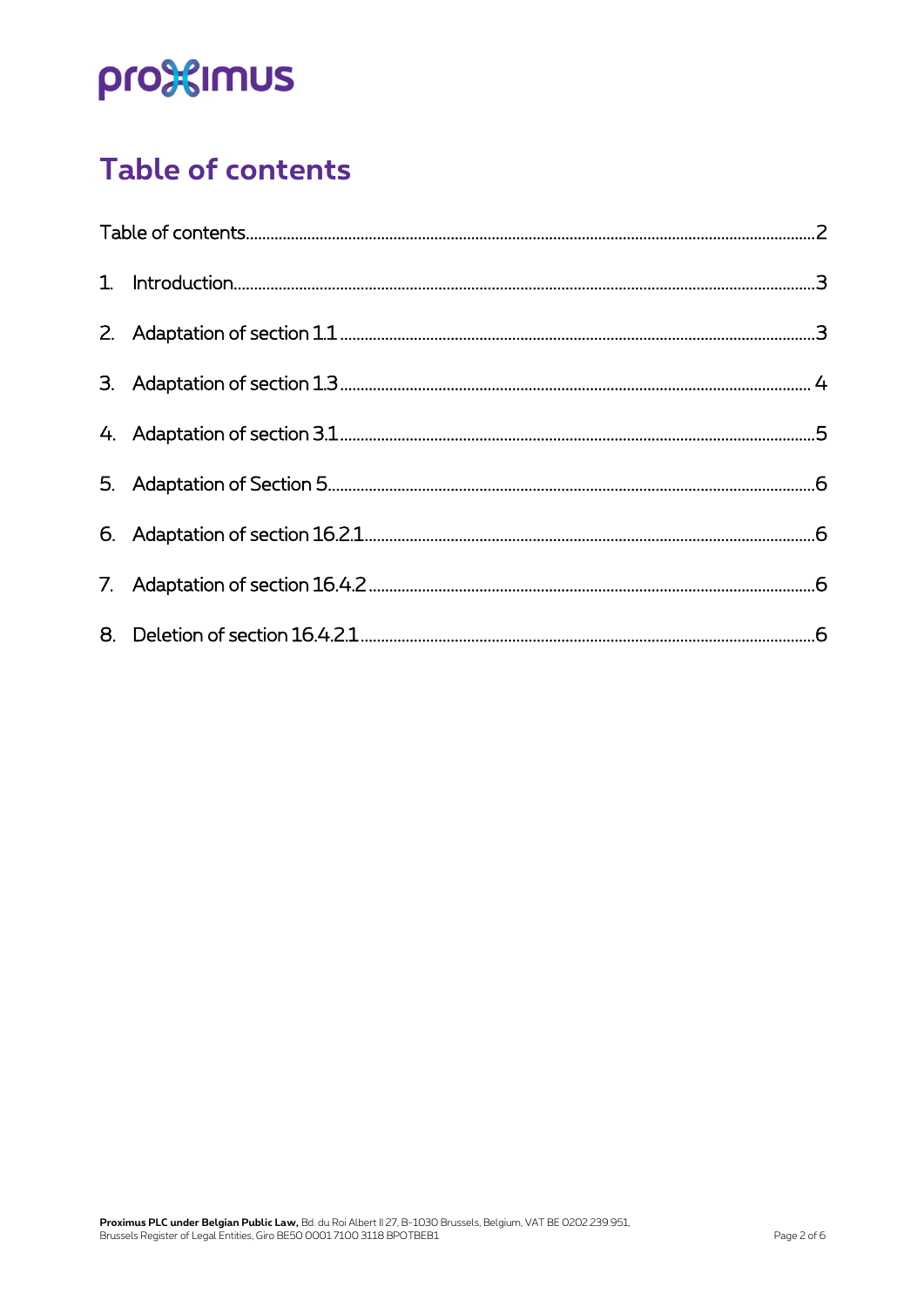# Table of contents

| | |
|---|---|
| Table of contents | 2 |
| 1. Introduction | 3 |
| 2. Adaptation of section 1.1 | 3 |
| 3. Adaptation of section 1.3 | 4 |
| 4. Adaptation of section 3.1 | 5 |
| 5. Adaptation of Section 5 | 6 |
| 6. Adaptation of section 16.2.1 | 6 |
| 7. Adaptation of section 16.4.2 | 6 |
| 8. Deletion of section 16.4.2.1 | 6 |

**Proximus PLC under Belgian Public Law,** Bd. du Roi Albert II 27, B-1030 Brussels, Belgium, VAT BE 0202.239.951, Brussels Register of Legal Entities, Giro BE50 0001 7100 3118 BPOTBEB1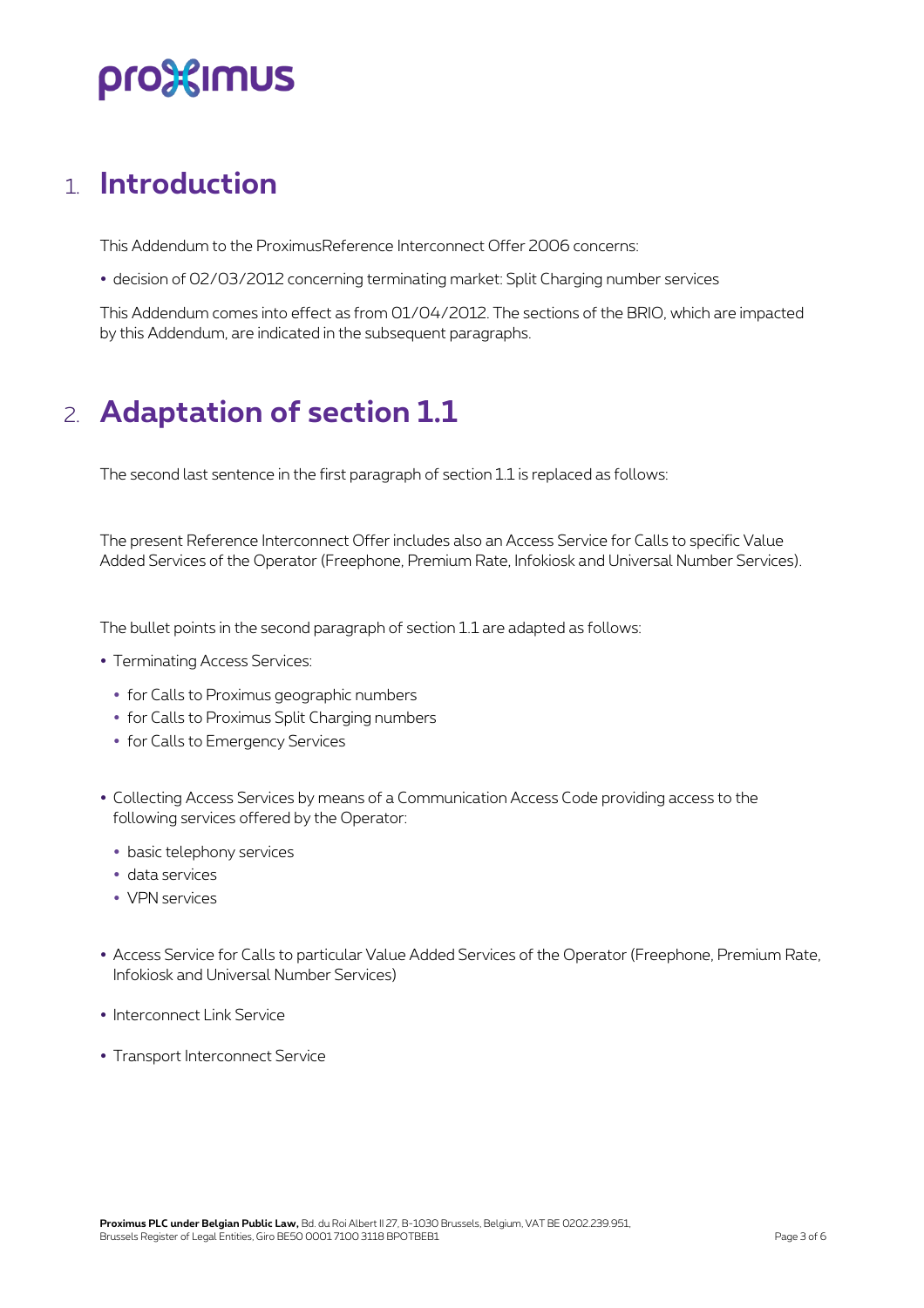# 1. Introduction

This Addendum to the ProximusReference Interconnect Offer 2006 concerns:

- decision of 02/03/2012 concerning terminating market: Split Charging number services

This Addendum comes into effect as from 01/04/2012. The sections of the BRIO, which are impacted by this Addendum, are indicated in the subsequent paragraphs.

# 2. Adaptation of section 1.1

The second last sentence in the first paragraph of section 1.1 is replaced as follows:

The present Reference Interconnect Offer includes also an Access Service for Calls to specific Value Added Services of the Operator (Freephone, Premium Rate, Infokiosk and Universal Number Services).

The bullet points in the second paragraph of section 1.1 are adapted as follows:

- Terminating Access Services:
  - for Calls to Proximus geographic numbers
  - for Calls to Proximus Split Charging numbers
  - for Calls to Emergency Services

- Collecting Access Services by means of a Communication Access Code providing access to the following services offered by the Operator:
  - basic telephony services
  - data services
  - VPN services

- Access Service for Calls to particular Value Added Services of the Operator (Freephone, Premium Rate, Infokiosk and Universal Number Services)

- Interconnect Link Service

- Transport Interconnect Service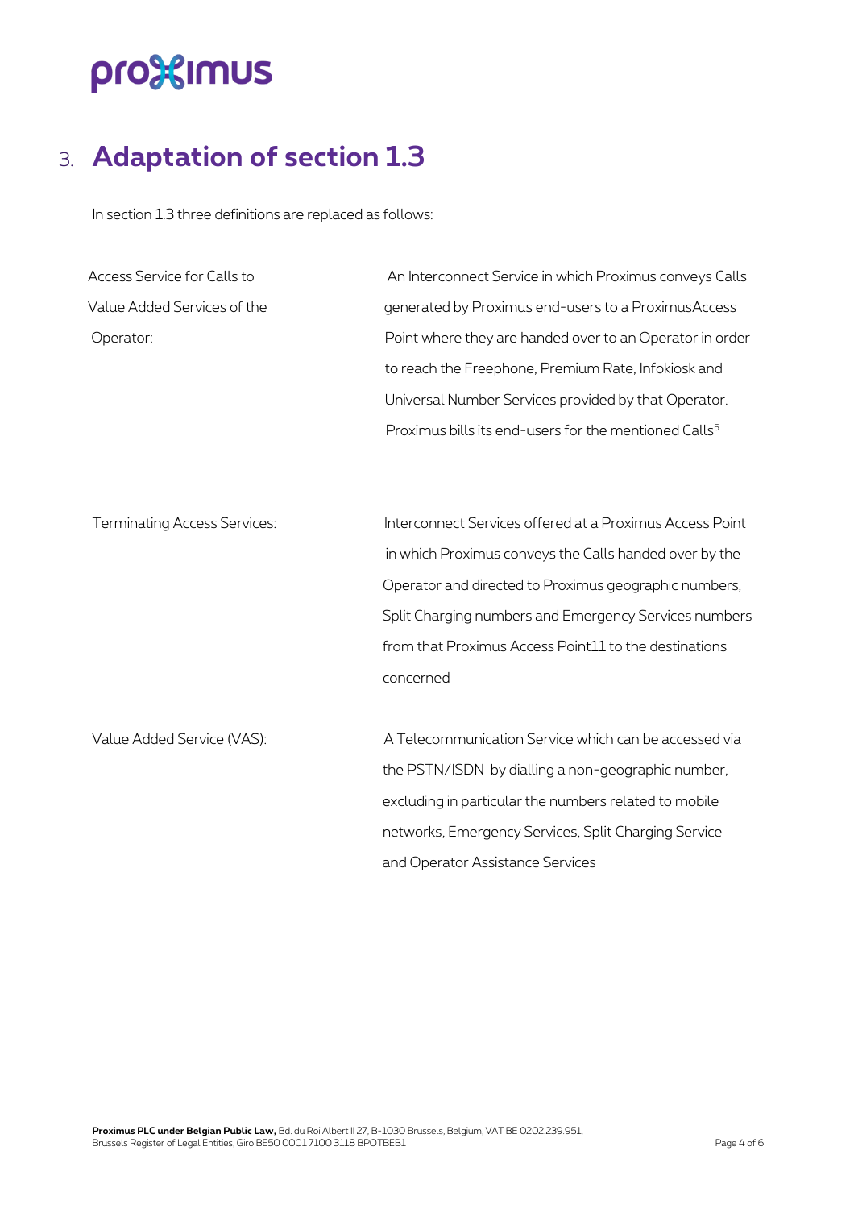## 3. Adaptation of section 1.3

In section 1.3 three definitions are replaced as follows:

| | |
|---|---|
| Access Service for Calls to Value Added Services of the Operator: | An Interconnect Service in which Proximus conveys Calls generated by Proximus end-users to a ProximusAccess Point where they are handed over to an Operator in order to reach the Freephone, Premium Rate, Infokiosk and Universal Number Services provided by that Operator. Proximus bills its end-users for the mentioned Calls[5] |
| Terminating Access Services: | Interconnect Services offered at a Proximus Access Point in which Proximus conveys the Calls handed over by the Operator and directed to Proximus geographic numbers, Split Charging numbers and Emergency Services numbers from that Proximus Access Point11 to the destinations concerned |
| Value Added Service (VAS): | A Telecommunication Service which can be accessed via the PSTN/ISDN by dialling a non-geographic number, excluding in particular the numbers related to mobile networks, Emergency Services, Split Charging Service and Operator Assistance Services |

**Proximus PLC under Belgian Public Law,** Bd. du Roi Albert II 27, B-1030 Brussels, Belgium, VAT BE 0202.239.951, Brussels Register of Legal Entities, Giro BE50 0001 7100 3118 BPOTBEB1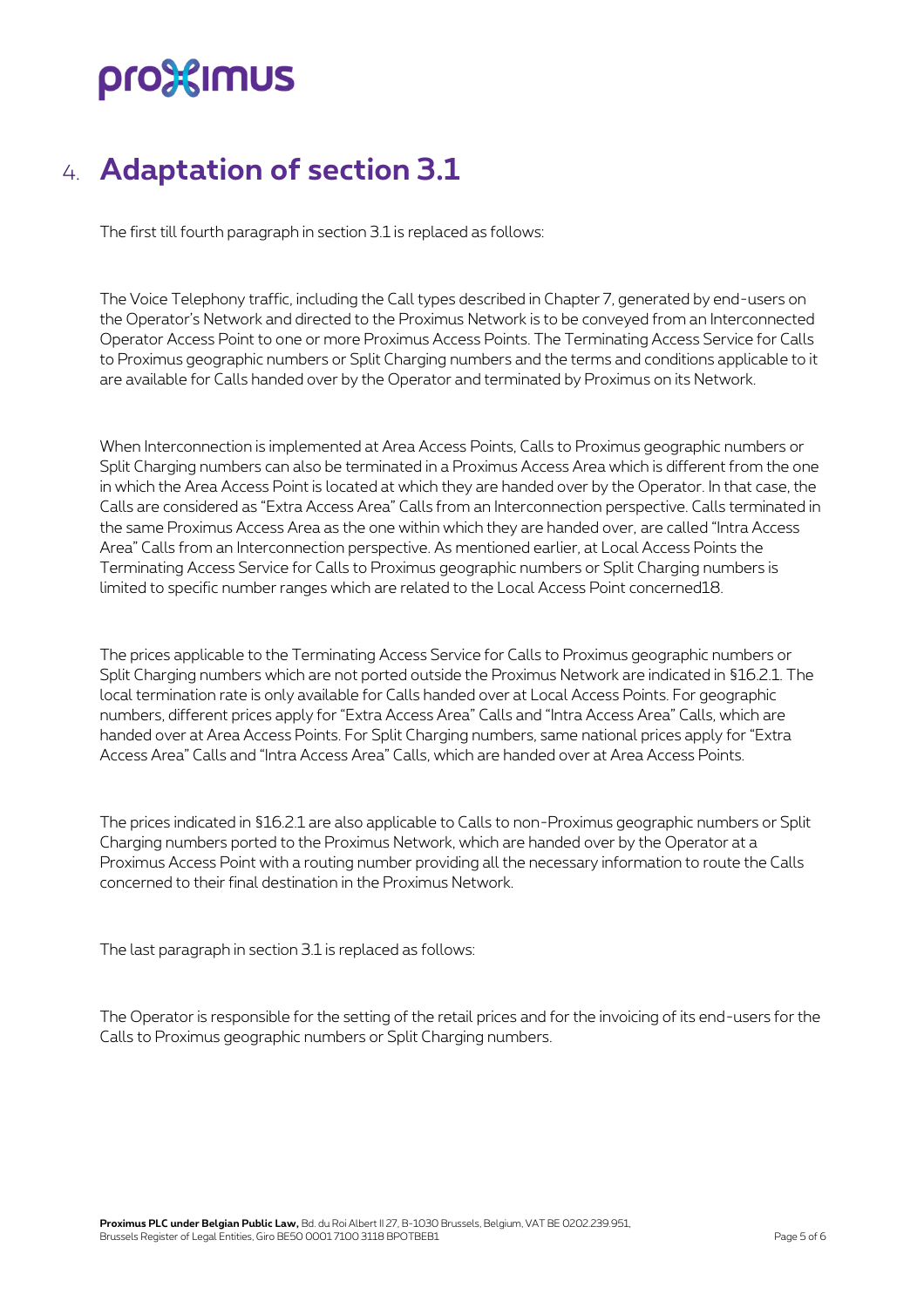# 4. Adaptation of section 3.1

The first till fourth paragraph in section 3.1 is replaced as follows:

The Voice Telephony traffic, including the Call types described in Chapter 7, generated by end-users on the Operator's Network and directed to the Proximus Network is to be conveyed from an Interconnected Operator Access Point to one or more Proximus Access Points. The Terminating Access Service for Calls to Proximus geographic numbers or Split Charging numbers and the terms and conditions applicable to it are available for Calls handed over by the Operator and terminated by Proximus on its Network.

When Interconnection is implemented at Area Access Points, Calls to Proximus geographic numbers or Split Charging numbers can also be terminated in a Proximus Access Area which is different from the one in which the Area Access Point is located at which they are handed over by the Operator. In that case, the Calls are considered as "Extra Access Area" Calls from an Interconnection perspective. Calls terminated in the same Proximus Access Area as the one within which they are handed over, are called "Intra Access Area" Calls from an Interconnection perspective. As mentioned earlier, at Local Access Points the Terminating Access Service for Calls to Proximus geographic numbers or Split Charging numbers is limited to specific number ranges which are related to the Local Access Point concerned18.

The prices applicable to the Terminating Access Service for Calls to Proximus geographic numbers or Split Charging numbers which are not ported outside the Proximus Network are indicated in §16.2.1. The local termination rate is only available for Calls handed over at Local Access Points. For geographic numbers, different prices apply for "Extra Access Area" Calls and "Intra Access Area" Calls, which are handed over at Area Access Points. For Split Charging numbers, same national prices apply for "Extra Access Area" Calls and "Intra Access Area" Calls, which are handed over at Area Access Points.

The prices indicated in §16.2.1 are also applicable to Calls to non-Proximus geographic numbers or Split Charging numbers ported to the Proximus Network, which are handed over by the Operator at a Proximus Access Point with a routing number providing all the necessary information to route the Calls concerned to their final destination in the Proximus Network.

The last paragraph in section 3.1 is replaced as follows:

The Operator is responsible for the setting of the retail prices and for the invoicing of its end-users for the Calls to Proximus geographic numbers or Split Charging numbers.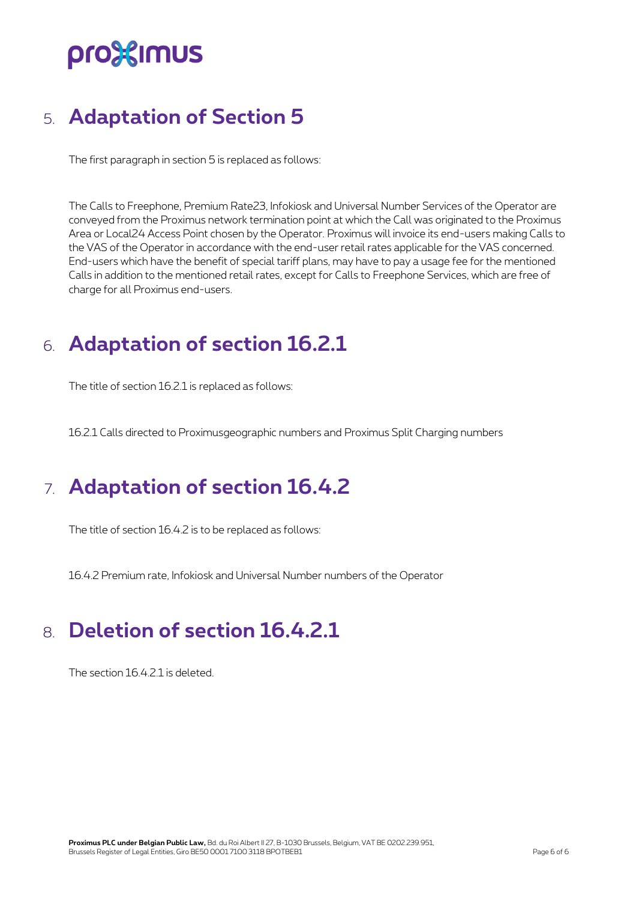## 5. Adaptation of Section 5

The first paragraph in section 5 is replaced as follows:

The Calls to Freephone, Premium Rate23, Infokiosk and Universal Number Services of the Operator are conveyed from the Proximus network termination point at which the Call was originated to the Proximus Area or Local24 Access Point chosen by the Operator. Proximus will invoice its end-users making Calls to the VAS of the Operator in accordance with the end-user retail rates applicable for the VAS concerned. End-users which have the benefit of special tariff plans, may have to pay a usage fee for the mentioned Calls in addition to the mentioned retail rates, except for Calls to Freephone Services, which are free of charge for all Proximus end-users.

## 6. Adaptation of section 16.2.1

The title of section 16.2.1 is replaced as follows:

16.2.1 Calls directed to Proximusgeographic numbers and Proximus Split Charging numbers

## 7. Adaptation of section 16.4.2

The title of section 16.4.2 is to be replaced as follows:

16.4.2 Premium rate, Infokiosk and Universal Number numbers of the Operator

## 8. Deletion of section 16.4.2.1

The section 16.4.2.1 is deleted.

**Proximus PLC under Belgian Public Law,** Bd. du Roi Albert II 27, B-1030 Brussels, Belgium, VAT BE 0202.239.951, Brussels Register of Legal Entities, Giro BE50 0001 7100 3118 BPOTBEB1